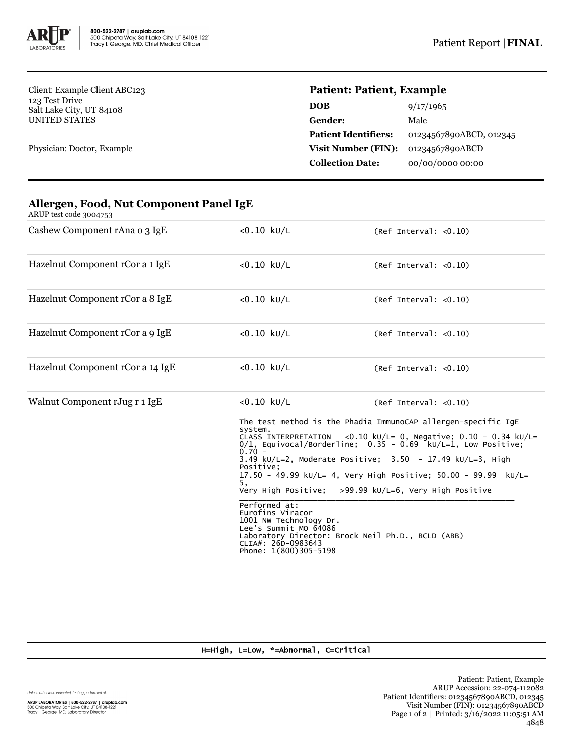Client: Example Client ABC123
123 Test Drive
Salt Lake City, UT 84108
UNITED STATES

Physician: Doctor, Example

**Patient: Patient, Example**

| | |
|---|---|
| **DOB** | 9/17/1965 |
| **Gender:** | Male |
| **Patient Identifiers:** | 01234567890ABCD, 012345 |
| **Visit Number (FIN):** | 01234567890ABCD |
| **Collection Date:** | 00/00/0000 00:00 |

## Allergen, Food, Nut Component Panel IgE

ARUP test code 3004753

| | | |
|---|---|---|
| Cashew Component rAna o 3 IgE | <0.10 kU/L | (Ref Interval: <0.10) |
| Hazelnut Component rCor a 1 IgE | <0.10 kU/L | (Ref Interval: <0.10) |
| Hazelnut Component rCor a 8 IgE | <0.10 kU/L | (Ref Interval: <0.10) |
| Hazelnut Component rCor a 9 IgE | <0.10 kU/L | (Ref Interval: <0.10) |
| Hazelnut Component rCor a 14 IgE | <0.10 kU/L | (Ref Interval: <0.10) |
| Walnut Component rJug r 1 IgE | <0.10 kU/L | (Ref Interval: <0.10) |

The test method is the Phadia ImmunoCAP allergen-specific IgE system.
CLASS INTERPRETATION <0.10 kU/L= 0, Negative; 0.10 - 0.34 kU/L= 0/1, Equivocal/Borderline; 0.35 - 0.69 kU/L=1, Low Positive; 0.70 - 3.49 kU/L=2, Moderate Positive; 3.50 - 17.49 kU/L=3, High Positive; 17.50 - 49.99 kU/L= 4, Very High Positive; 50.00 - 99.99 kU/L= 5, Very High Positive; >99.99 kU/L=6, Very High Positive

Performed at:
Eurofins Viracor
1001 NW Technology Dr.
Lee's Summit MO 64086
Laboratory Director: Brock Neil Ph.D., BCLD (ABB)
CLIA#: 26D-0983643
Phone: 1(800)305-5198

H=High, L=Low, *=Abnormal, C=Critical

Unless otherwise indicated, testing performed at:

ARUP LABORATORIES | 800-522-2787 | aruplab.com
500 Chipeta Way, Salt Lake City, UT 84108-1221
Tracy I. George, MD, Laboratory Director

Patient: Patient, Example
ARUP Accession: 22-074-112082
Patient Identifiers: 01234567890ABCD, 012345
Visit Number (FIN): 01234567890ABCD
Printed: 3/16/2022 11:05:51 AM
4848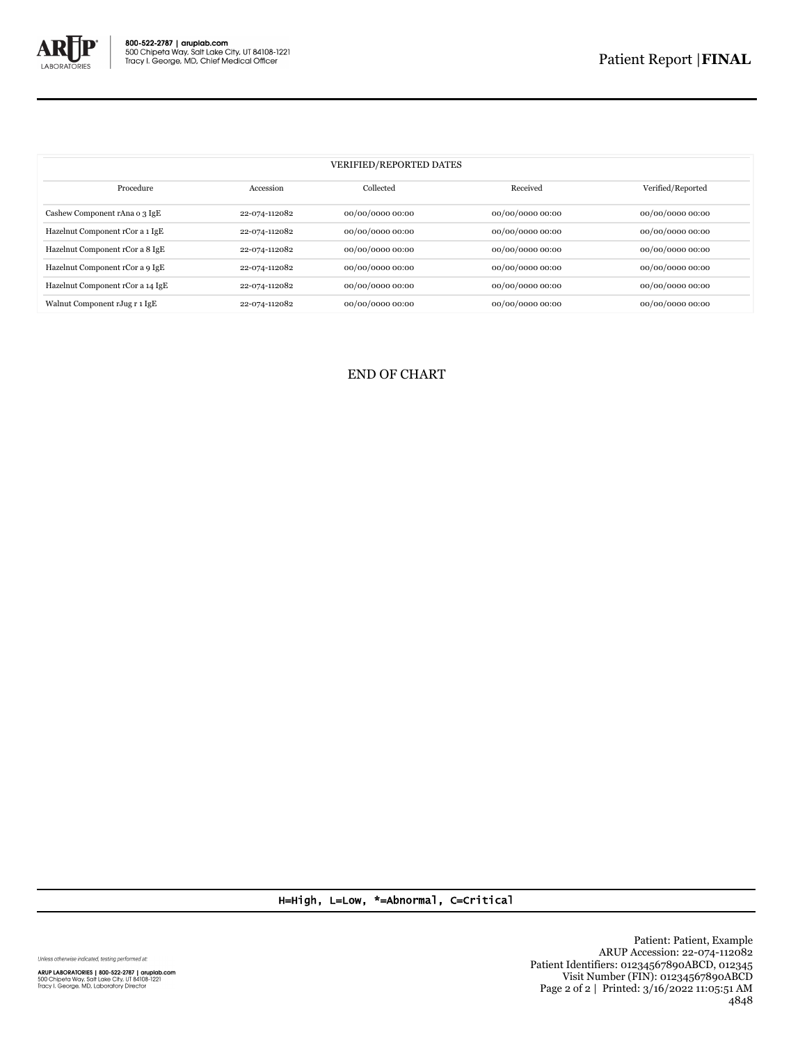| VERIFIED/REPORTED DATES | | | | |
|---|---|---|---|---|
| Procedure | Accession | Collected | Received | Verified/Reported |
| Cashew Component rAna o 3 IgE | 22-074-112082 | 00/00/0000 00:00 | 00/00/0000 00:00 | 00/00/0000 00:00 |
| Hazelnut Component rCor a 1 IgE | 22-074-112082 | 00/00/0000 00:00 | 00/00/0000 00:00 | 00/00/0000 00:00 |
| Hazelnut Component rCor a 8 IgE | 22-074-112082 | 00/00/0000 00:00 | 00/00/0000 00:00 | 00/00/0000 00:00 |
| Hazelnut Component rCor a 9 IgE | 22-074-112082 | 00/00/0000 00:00 | 00/00/0000 00:00 | 00/00/0000 00:00 |
| Hazelnut Component rCor a 14 IgE | 22-074-112082 | 00/00/0000 00:00 | 00/00/0000 00:00 | 00/00/0000 00:00 |
| Walnut Component rJug r 1 IgE | 22-074-112082 | 00/00/0000 00:00 | 00/00/0000 00:00 | 00/00/0000 00:00 |

END OF CHART

H=High, L=Low, *=Abnormal, C=Critical

*Unless otherwise indicated, testing performed at:*

**ARUP LABORATORIES | 800-522-2787 | aruplab.com**
500 Chipeta Way, Salt Lake City, UT 84108-1221
Tracy I. George, MD, Laboratory Director

Patient: Patient, Example
ARUP Accession: 22-074-112082
Patient Identifiers: 01234567890ABCD, 012345
Visit Number (FIN): 01234567890ABCD
Printed: 3/16/2022 11:05:51 AM
4848